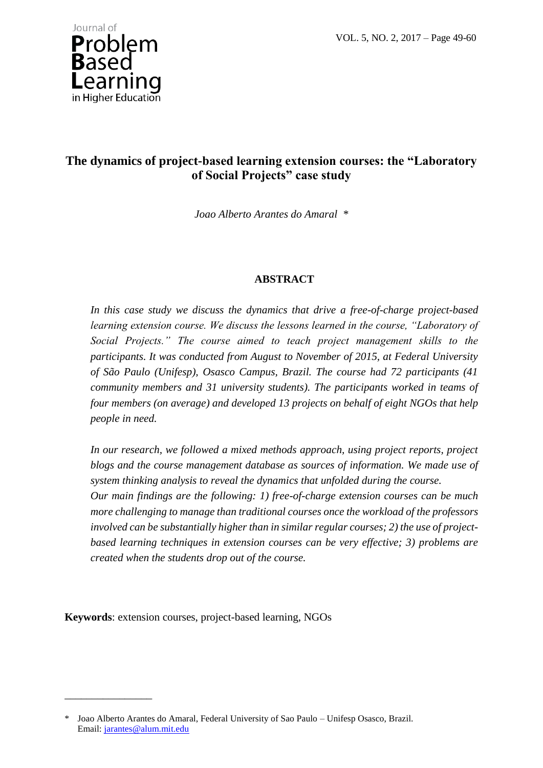# The dynamics of project-based learning extension courses: the "Laboratory of Social Projects" case study

*Joao Alberto Arantes do Amaral* *

## ABSTRACT

*In this case study we discuss the dynamics that drive a free-of-charge project-based learning extension course. We discuss the lessons learned in the course, "Laboratory of Social Projects." The course aimed to teach project management skills to the participants. It was conducted from August to November of 2015, at Federal University of São Paulo (Unifesp), Osasco Campus, Brazil. The course had 72 participants (41 community members and 31 university students). The participants worked in teams of four members (on average) and developed 13 projects on behalf of eight NGOs that help people in need.*

*In our research, we followed a mixed methods approach, using project reports, project blogs and the course management database as sources of information. We made use of system thinking analysis to reveal the dynamics that unfolded during the course. Our main findings are the following: 1) free-of-charge extension courses can be much more challenging to manage than traditional courses once the workload of the professors involved can be substantially higher than in similar regular courses; 2) the use of project-based learning techniques in extension courses can be very effective; 3) problems are created when the students drop out of the course.*

**Keywords**: extension courses, project-based learning, NGOs

---

\* Joao Alberto Arantes do Amaral, Federal University of Sao Paulo – Unifesp Osasco, Brazil. Email: jarantes@alum.mit.edu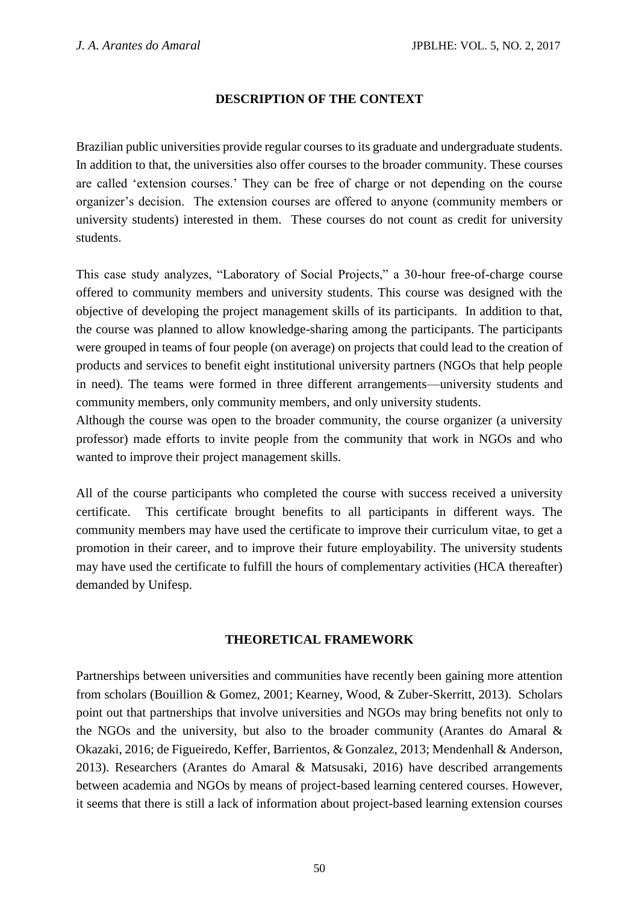## DESCRIPTION OF THE CONTEXT

Brazilian public universities provide regular courses to its graduate and undergraduate students. In addition to that, the universities also offer courses to the broader community. These courses are called 'extension courses.' They can be free of charge or not depending on the course organizer's decision. The extension courses are offered to anyone (community members or university students) interested in them. These courses do not count as credit for university students.

This case study analyzes, "Laboratory of Social Projects," a 30-hour free-of-charge course offered to community members and university students. This course was designed with the objective of developing the project management skills of its participants. In addition to that, the course was planned to allow knowledge-sharing among the participants. The participants were grouped in teams of four people (on average) on projects that could lead to the creation of products and services to benefit eight institutional university partners (NGOs that help people in need). The teams were formed in three different arrangements—university students and community members, only community members, and only university students.

Although the course was open to the broader community, the course organizer (a university professor) made efforts to invite people from the community that work in NGOs and who wanted to improve their project management skills.

All of the course participants who completed the course with success received a university certificate. This certificate brought benefits to all participants in different ways. The community members may have used the certificate to improve their curriculum vitae, to get a promotion in their career, and to improve their future employability. The university students may have used the certificate to fulfill the hours of complementary activities (HCA thereafter) demanded by Unifesp.

## THEORETICAL FRAMEWORK

Partnerships between universities and communities have recently been gaining more attention from scholars (Bouillion & Gomez, 2001; Kearney, Wood, & Zuber-Skerritt, 2013). Scholars point out that partnerships that involve universities and NGOs may bring benefits not only to the NGOs and the university, but also to the broader community (Arantes do Amaral & Okazaki, 2016; de Figueiredo, Keffer, Barrientos, & Gonzalez, 2013; Mendenhall & Anderson, 2013). Researchers (Arantes do Amaral & Matsusaki, 2016) have described arrangements between academia and NGOs by means of project-based learning centered courses. However, it seems that there is still a lack of information about project-based learning extension courses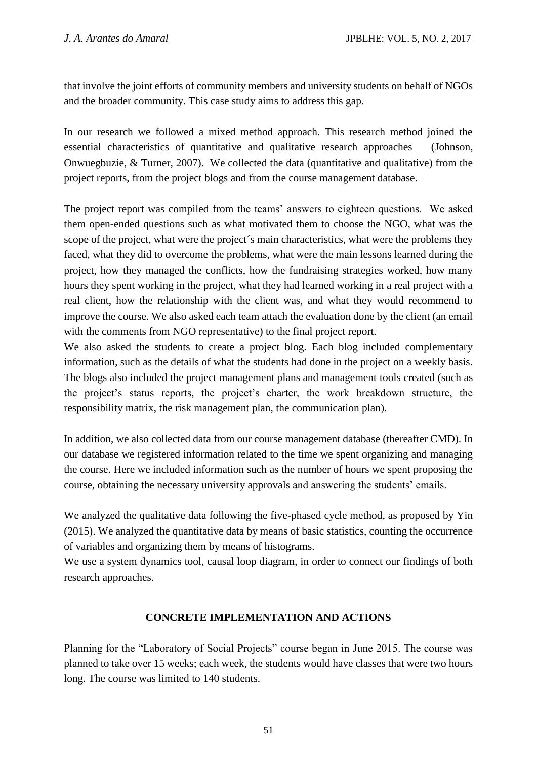that involve the joint efforts of community members and university students on behalf of NGOs and the broader community. This case study aims to address this gap.

In our research we followed a mixed method approach. This research method joined the essential characteristics of quantitative and qualitative research approaches (Johnson, Onwuegbuzie, & Turner, 2007). We collected the data (quantitative and qualitative) from the project reports, from the project blogs and from the course management database.

The project report was compiled from the teams' answers to eighteen questions. We asked them open-ended questions such as what motivated them to choose the NGO, what was the scope of the project, what were the project´s main characteristics, what were the problems they faced, what they did to overcome the problems, what were the main lessons learned during the project, how they managed the conflicts, how the fundraising strategies worked, how many hours they spent working in the project, what they had learned working in a real project with a real client, how the relationship with the client was, and what they would recommend to improve the course. We also asked each team attach the evaluation done by the client (an email with the comments from NGO representative) to the final project report.

We also asked the students to create a project blog. Each blog included complementary information, such as the details of what the students had done in the project on a weekly basis. The blogs also included the project management plans and management tools created (such as the project's status reports, the project's charter, the work breakdown structure, the responsibility matrix, the risk management plan, the communication plan).

In addition, we also collected data from our course management database (thereafter CMD). In our database we registered information related to the time we spent organizing and managing the course. Here we included information such as the number of hours we spent proposing the course, obtaining the necessary university approvals and answering the students' emails.

We analyzed the qualitative data following the five-phased cycle method, as proposed by Yin (2015). We analyzed the quantitative data by means of basic statistics, counting the occurrence of variables and organizing them by means of histograms.

We use a system dynamics tool, causal loop diagram, in order to connect our findings of both research approaches.

## CONCRETE IMPLEMENTATION AND ACTIONS

Planning for the "Laboratory of Social Projects" course began in June 2015. The course was planned to take over 15 weeks; each week, the students would have classes that were two hours long. The course was limited to 140 students.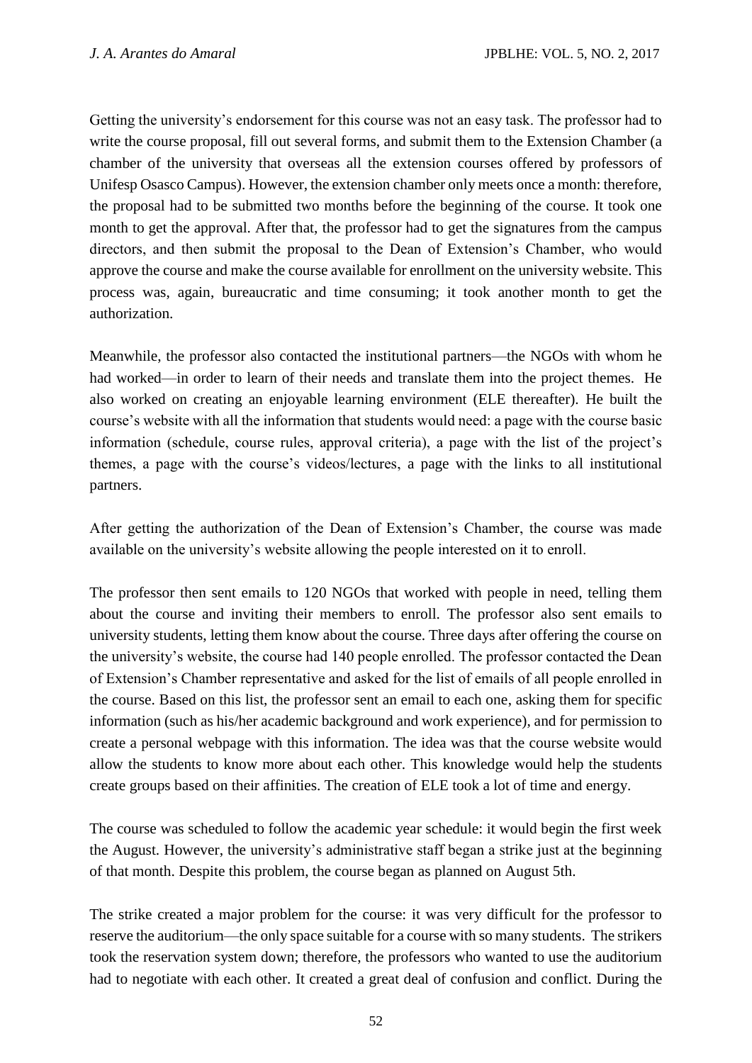Getting the university's endorsement for this course was not an easy task. The professor had to write the course proposal, fill out several forms, and submit them to the Extension Chamber (a chamber of the university that overseas all the extension courses offered by professors of Unifesp Osasco Campus). However, the extension chamber only meets once a month: therefore, the proposal had to be submitted two months before the beginning of the course. It took one month to get the approval. After that, the professor had to get the signatures from the campus directors, and then submit the proposal to the Dean of Extension's Chamber, who would approve the course and make the course available for enrollment on the university website. This process was, again, bureaucratic and time consuming; it took another month to get the authorization.

Meanwhile, the professor also contacted the institutional partners—the NGOs with whom he had worked—in order to learn of their needs and translate them into the project themes. He also worked on creating an enjoyable learning environment (ELE thereafter). He built the course's website with all the information that students would need: a page with the course basic information (schedule, course rules, approval criteria), a page with the list of the project's themes, a page with the course's videos/lectures, a page with the links to all institutional partners.

After getting the authorization of the Dean of Extension's Chamber, the course was made available on the university's website allowing the people interested on it to enroll.

The professor then sent emails to 120 NGOs that worked with people in need, telling them about the course and inviting their members to enroll. The professor also sent emails to university students, letting them know about the course. Three days after offering the course on the university's website, the course had 140 people enrolled. The professor contacted the Dean of Extension's Chamber representative and asked for the list of emails of all people enrolled in the course. Based on this list, the professor sent an email to each one, asking them for specific information (such as his/her academic background and work experience), and for permission to create a personal webpage with this information. The idea was that the course website would allow the students to know more about each other. This knowledge would help the students create groups based on their affinities. The creation of ELE took a lot of time and energy.

The course was scheduled to follow the academic year schedule: it would begin the first week the August. However, the university's administrative staff began a strike just at the beginning of that month. Despite this problem, the course began as planned on August 5th.

The strike created a major problem for the course: it was very difficult for the professor to reserve the auditorium—the only space suitable for a course with so many students. The strikers took the reservation system down; therefore, the professors who wanted to use the auditorium had to negotiate with each other. It created a great deal of confusion and conflict. During the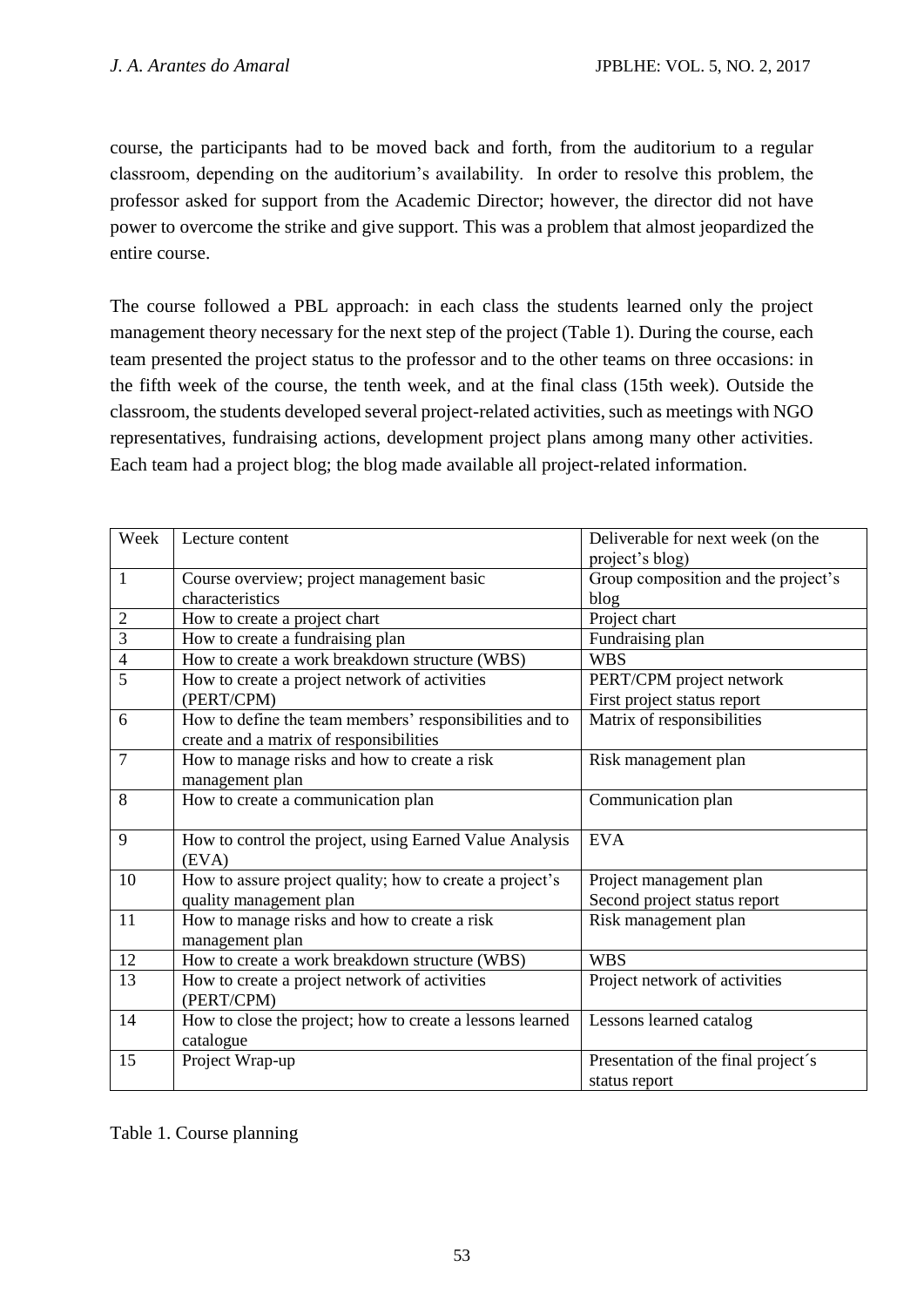course, the participants had to be moved back and forth, from the auditorium to a regular classroom, depending on the auditorium's availability. In order to resolve this problem, the professor asked for support from the Academic Director; however, the director did not have power to overcome the strike and give support. This was a problem that almost jeopardized the entire course.

The course followed a PBL approach: in each class the students learned only the project management theory necessary for the next step of the project (Table 1). During the course, each team presented the project status to the professor and to the other teams on three occasions: in the fifth week of the course, the tenth week, and at the final class (15th week). Outside the classroom, the students developed several project-related activities, such as meetings with NGO representatives, fundraising actions, development project plans among many other activities. Each team had a project blog; the blog made available all project-related information.

| Week | Lecture content | Deliverable for next week (on the project's blog) |
|---|---|---|
| 1 | Course overview; project management basic characteristics | Group composition and the project's blog |
| 2 | How to create a project chart | Project chart |
| 3 | How to create a fundraising plan | Fundraising plan |
| 4 | How to create a work breakdown structure (WBS) | WBS |
| 5 | How to create a project network of activities (PERT/CPM) | PERT/CPM project network<br>First project status report |
| 6 | How to define the team members' responsibilities and to create and a matrix of responsibilities | Matrix of responsibilities |
| 7 | How to manage risks and how to create a risk management plan | Risk management plan |
| 8 | How to create a communication plan | Communication plan |
| 9 | How to control the project, using Earned Value Analysis (EVA) | EVA |
| 10 | How to assure project quality; how to create a project's quality management plan | Project management plan<br>Second project status report |
| 11 | How to manage risks and how to create a risk management plan | Risk management plan |
| 12 | How to create a work breakdown structure (WBS) | WBS |
| 13 | How to create a project network of activities (PERT/CPM) | Project network of activities |
| 14 | How to close the project; how to create a lessons learned catalogue | Lessons learned catalog |
| 15 | Project Wrap-up | Presentation of the final project´s status report |

Table 1. Course planning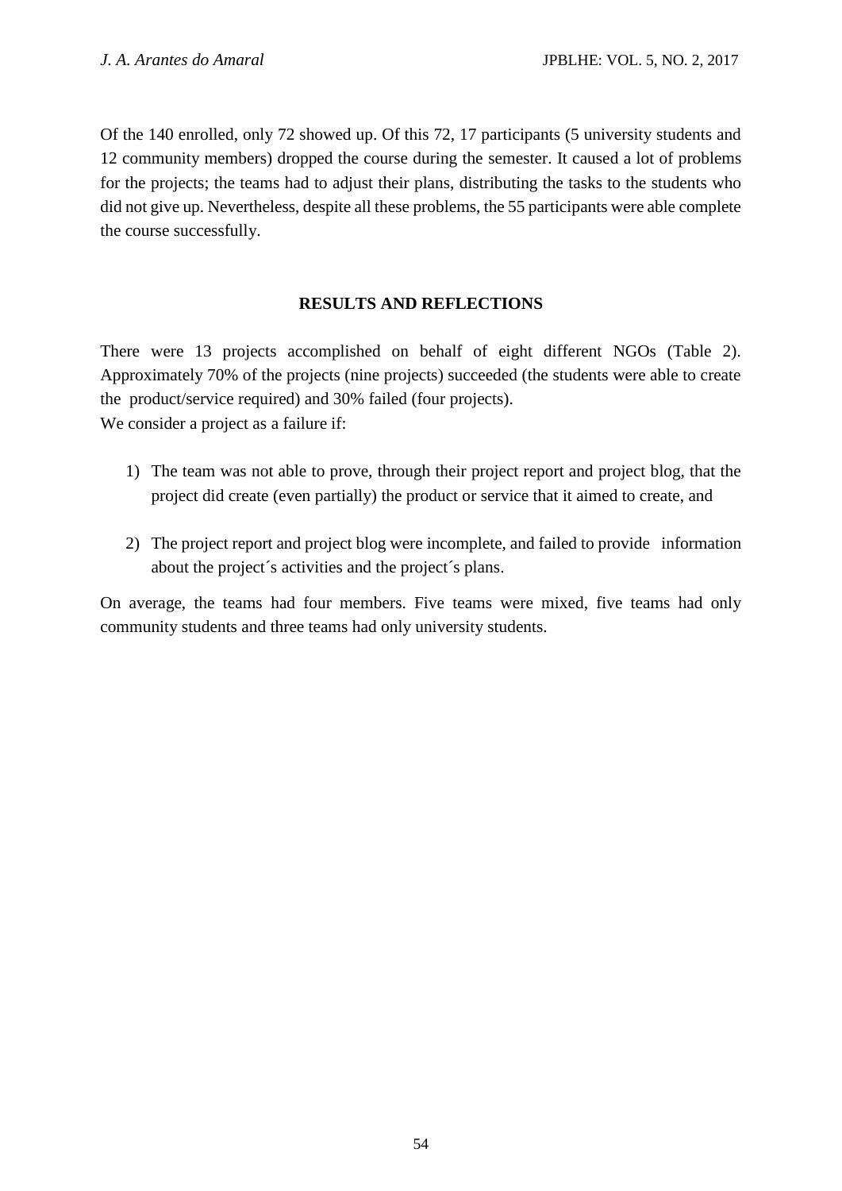Of the 140 enrolled, only 72 showed up. Of this 72, 17 participants (5 university students and 12 community members) dropped the course during the semester. It caused a lot of problems for the projects; the teams had to adjust their plans, distributing the tasks to the students who did not give up. Nevertheless, despite all these problems, the 55 participants were able complete the course successfully.

## RESULTS AND REFLECTIONS

There were 13 projects accomplished on behalf of eight different NGOs (Table 2). Approximately 70% of the projects (nine projects) succeeded (the students were able to create the product/service required) and 30% failed (four projects).
We consider a project as a failure if:

1) The team was not able to prove, through their project report and project blog, that the project did create (even partially) the product or service that it aimed to create, and

2) The project report and project blog were incomplete, and failed to provide information about the project´s activities and the project´s plans.

On average, the teams had four members. Five teams were mixed, five teams had only community students and three teams had only university students.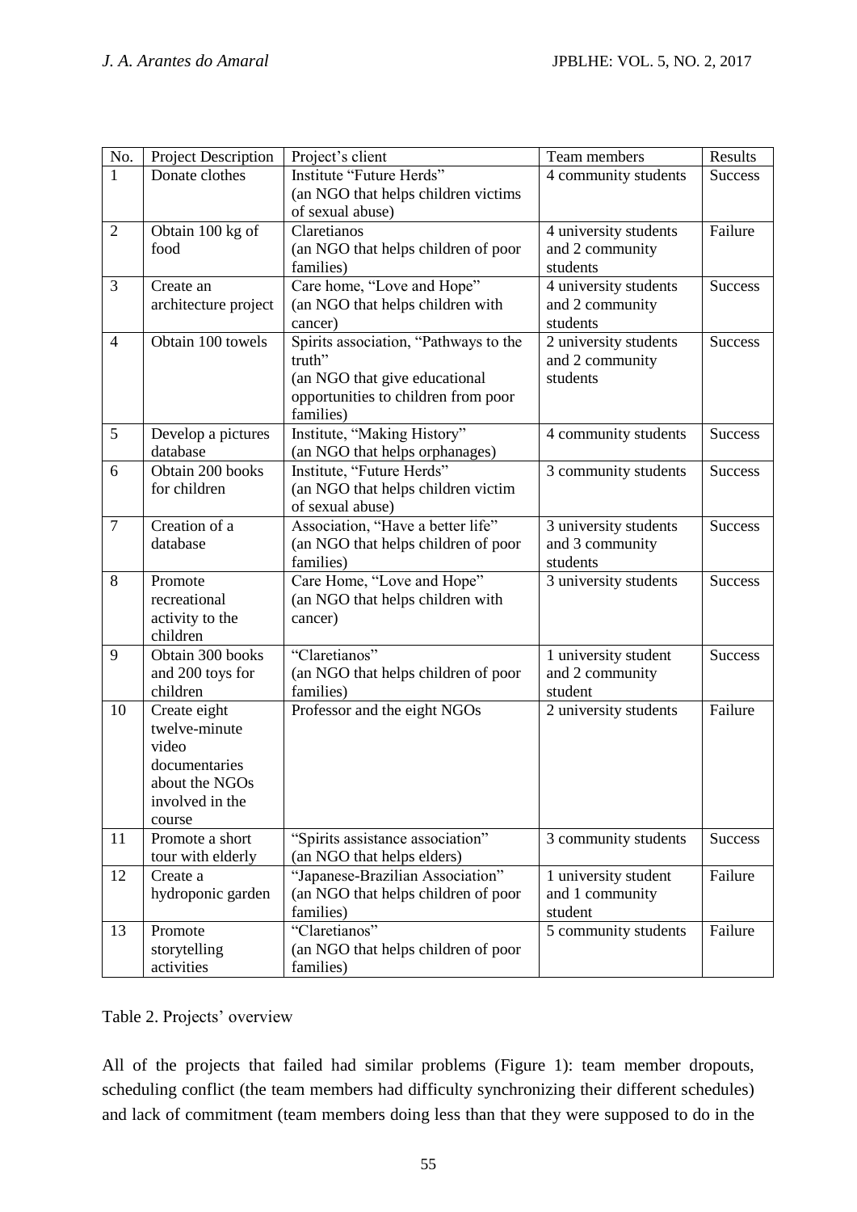| No. | Project Description | Project's client | Team members | Results |
|---|---|---|---|---|
| 1 | Donate clothes | Institute "Future Herds" (an NGO that helps children victims of sexual abuse) | 4 community students | Success |
| 2 | Obtain 100 kg of food | Claretianos (an NGO that helps children of poor families) | 4 university students and 2 community students | Failure |
| 3 | Create an architecture project | Care home, "Love and Hope" (an NGO that helps children with cancer) | 4 university students and 2 community students | Success |
| 4 | Obtain 100 towels | Spirits association, "Pathways to the truth" (an NGO that give educational opportunities to children from poor families) | 2 university students and 2 community students | Success |
| 5 | Develop a pictures database | Institute, "Making History" (an NGO that helps orphanages) | 4 community students | Success |
| 6 | Obtain 200 books for children | Institute, "Future Herds" (an NGO that helps children victim of sexual abuse) | 3 community students | Success |
| 7 | Creation of a database | Association, "Have a better life" (an NGO that helps children of poor families) | 3 university students and 3 community students | Success |
| 8 | Promote recreational activity to the children | Care Home, "Love and Hope" (an NGO that helps children with cancer) | 3 university students | Success |
| 9 | Obtain 300 books and 200 toys for children | "Claretianos" (an NGO that helps children of poor families) | 1 university student and 2 community student | Success |
| 10 | Create eight twelve-minute video documentaries about the NGOs involved in the course | Professor and the eight NGOs | 2 university students | Failure |
| 11 | Promote a short tour with elderly | "Spirits assistance association" (an NGO that helps elders) | 3 community students | Success |
| 12 | Create a hydroponic garden | "Japanese-Brazilian Association" (an NGO that helps children of poor families) | 1 university student and 1 community student | Failure |
| 13 | Promote storytelling activities | "Claretianos" (an NGO that helps children of poor families) | 5 community students | Failure |

Table 2. Projects' overview

All of the projects that failed had similar problems (Figure 1): team member dropouts, scheduling conflict (the team members had difficulty synchronizing their different schedules) and lack of commitment (team members doing less than that they were supposed to do in the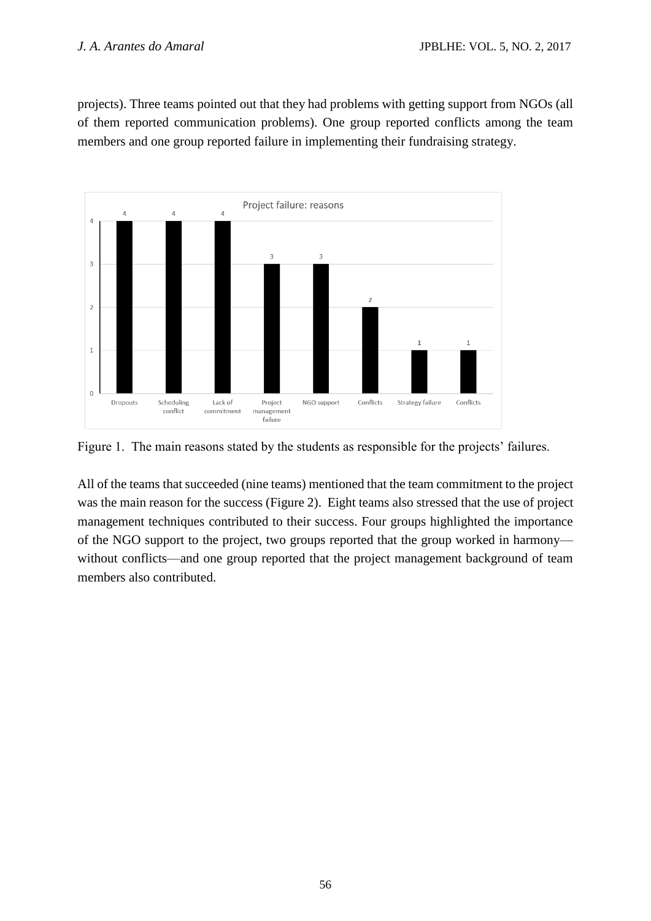projects). Three teams pointed out that they had problems with getting support from NGOs (all of them reported communication problems). One group reported conflicts among the team members and one group reported failure in implementing their fundraising strategy.

Figure 1. The main reasons stated by the students as responsible for the projects' failures.

All of the teams that succeeded (nine teams) mentioned that the team commitment to the project was the main reason for the success (Figure 2). Eight teams also stressed that the use of project management techniques contributed to their success. Four groups highlighted the importance of the NGO support to the project, two groups reported that the group worked in harmony—without conflicts—and one group reported that the project management background of team members also contributed.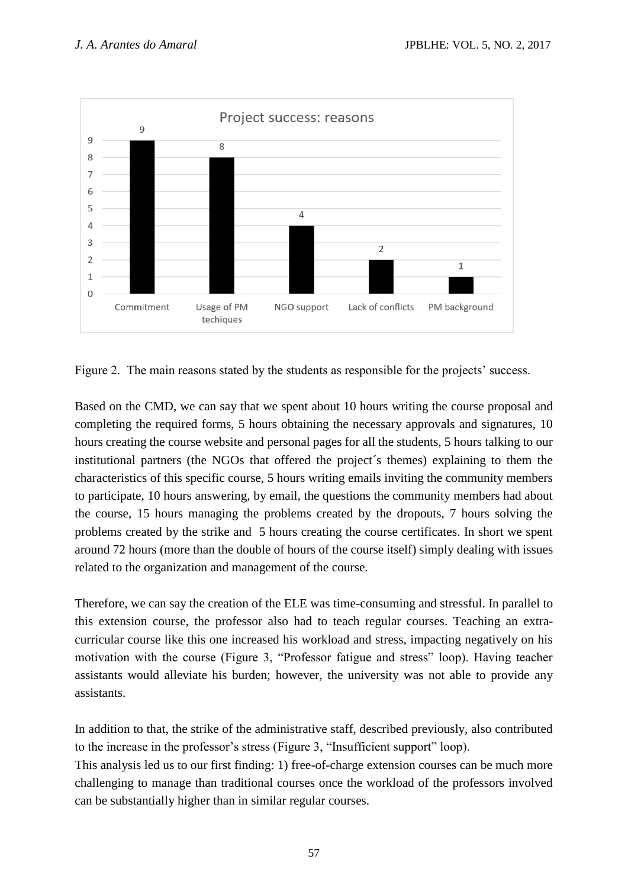Figure 2. The main reasons stated by the students as responsible for the projects' success.

Based on the CMD, we can say that we spent about 10 hours writing the course proposal and completing the required forms, 5 hours obtaining the necessary approvals and signatures, 10 hours creating the course website and personal pages for all the students, 5 hours talking to our institutional partners (the NGOs that offered the project´s themes) explaining to them the characteristics of this specific course, 5 hours writing emails inviting the community members to participate, 10 hours answering, by email, the questions the community members had about the course, 15 hours managing the problems created by the dropouts, 7 hours solving the problems created by the strike and 5 hours creating the course certificates. In short we spent around 72 hours (more than the double of hours of the course itself) simply dealing with issues related to the organization and management of the course.

Therefore, we can say the creation of the ELE was time-consuming and stressful. In parallel to this extension course, the professor also had to teach regular courses. Teaching an extra-curricular course like this one increased his workload and stress, impacting negatively on his motivation with the course (Figure 3, "Professor fatigue and stress" loop). Having teacher assistants would alleviate his burden; however, the university was not able to provide any assistants.

In addition to that, the strike of the administrative staff, described previously, also contributed to the increase in the professor's stress (Figure 3, "Insufficient support" loop).
This analysis led us to our first finding: 1) free-of-charge extension courses can be much more challenging to manage than traditional courses once the workload of the professors involved can be substantially higher than in similar regular courses.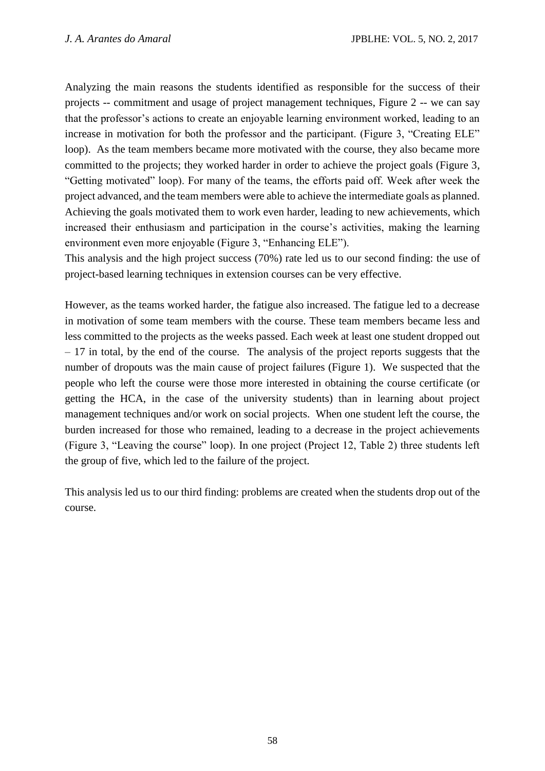Analyzing the main reasons the students identified as responsible for the success of their projects -- commitment and usage of project management techniques, Figure 2 -- we can say that the professor's actions to create an enjoyable learning environment worked, leading to an increase in motivation for both the professor and the participant. (Figure 3, "Creating ELE" loop). As the team members became more motivated with the course, they also became more committed to the projects; they worked harder in order to achieve the project goals (Figure 3, "Getting motivated" loop). For many of the teams, the efforts paid off. Week after week the project advanced, and the team members were able to achieve the intermediate goals as planned. Achieving the goals motivated them to work even harder, leading to new achievements, which increased their enthusiasm and participation in the course's activities, making the learning environment even more enjoyable (Figure 3, "Enhancing ELE").
This analysis and the high project success (70%) rate led us to our second finding: the use of project-based learning techniques in extension courses can be very effective.

However, as the teams worked harder, the fatigue also increased. The fatigue led to a decrease in motivation of some team members with the course. These team members became less and less committed to the projects as the weeks passed. Each week at least one student dropped out – 17 in total, by the end of the course. The analysis of the project reports suggests that the number of dropouts was the main cause of project failures (Figure 1). We suspected that the people who left the course were those more interested in obtaining the course certificate (or getting the HCA, in the case of the university students) than in learning about project management techniques and/or work on social projects. When one student left the course, the burden increased for those who remained, leading to a decrease in the project achievements (Figure 3, "Leaving the course" loop). In one project (Project 12, Table 2) three students left the group of five, which led to the failure of the project.

This analysis led us to our third finding: problems are created when the students drop out of the course.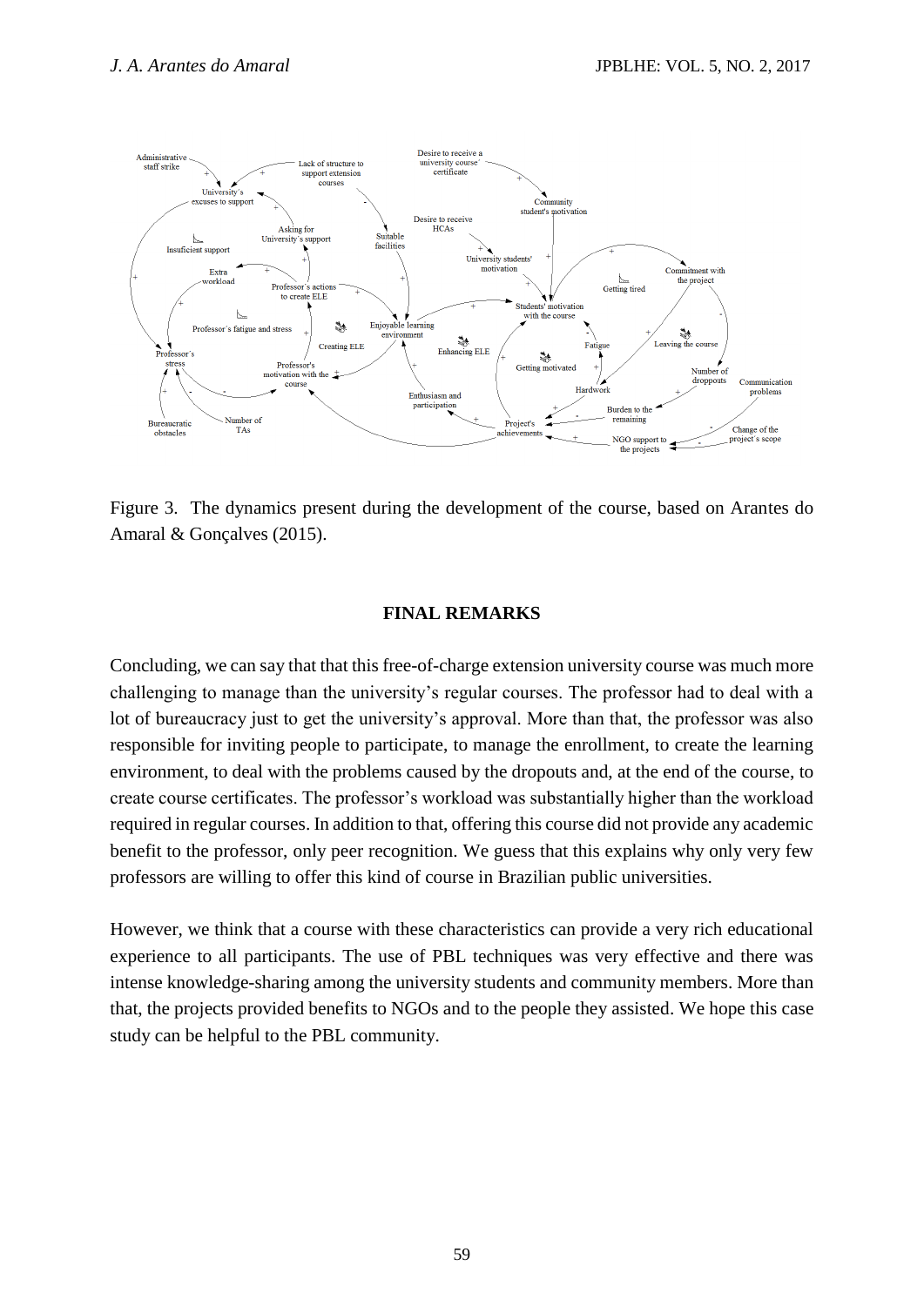Figure 3. The dynamics present during the development of the course, based on Arantes do Amaral & Gonçalves (2015).

## FINAL REMARKS

Concluding, we can say that that this free-of-charge extension university course was much more challenging to manage than the university's regular courses. The professor had to deal with a lot of bureaucracy just to get the university's approval. More than that, the professor was also responsible for inviting people to participate, to manage the enrollment, to create the learning environment, to deal with the problems caused by the dropouts and, at the end of the course, to create course certificates. The professor's workload was substantially higher than the workload required in regular courses. In addition to that, offering this course did not provide any academic benefit to the professor, only peer recognition. We guess that this explains why only very few professors are willing to offer this kind of course in Brazilian public universities.

However, we think that a course with these characteristics can provide a very rich educational experience to all participants. The use of PBL techniques was very effective and there was intense knowledge-sharing among the university students and community members. More than that, the projects provided benefits to NGOs and to the people they assisted. We hope this case study can be helpful to the PBL community.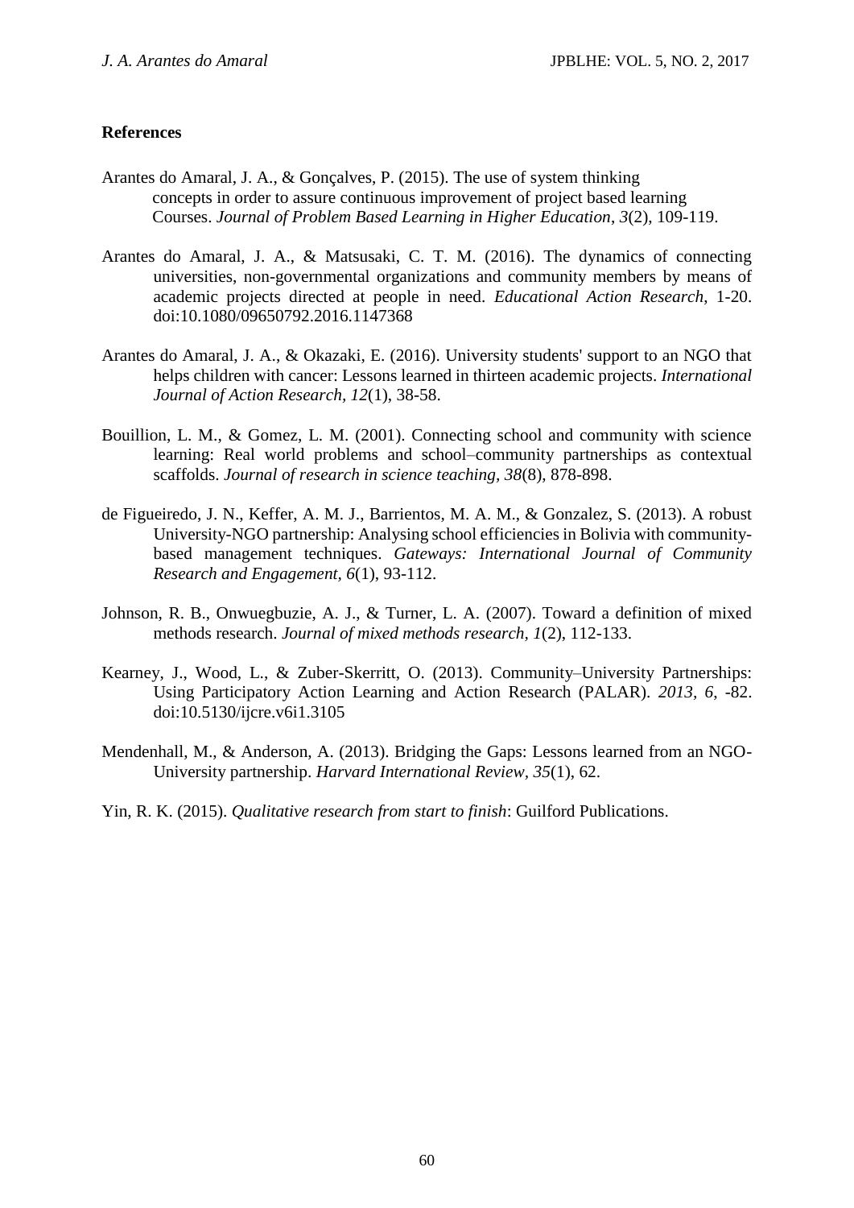**References**

Arantes do Amaral, J. A., & Gonçalves, P. (2015). The use of system thinking concepts in order to assure continuous improvement of project based learning Courses. *Journal of Problem Based Learning in Higher Education*, *3*(2), 109-119.

Arantes do Amaral, J. A., & Matsusaki, C. T. M. (2016). The dynamics of connecting universities, non-governmental organizations and community members by means of academic projects directed at people in need. *Educational Action Research*, 1-20. doi:10.1080/09650792.2016.1147368

Arantes do Amaral, J. A., & Okazaki, E. (2016). University students' support to an NGO that helps children with cancer: Lessons learned in thirteen academic projects. *International Journal of Action Research, 12*(1), 38-58.

Bouillion, L. M., & Gomez, L. M. (2001). Connecting school and community with science learning: Real world problems and school–community partnerships as contextual scaffolds. *Journal of research in science teaching, 38*(8), 878-898.

de Figueiredo, J. N., Keffer, A. M. J., Barrientos, M. A. M., & Gonzalez, S. (2013). A robust University-NGO partnership: Analysing school efficiencies in Bolivia with community-based management techniques. *Gateways: International Journal of Community Research and Engagement, 6*(1), 93-112.

Johnson, R. B., Onwuegbuzie, A. J., & Turner, L. A. (2007). Toward a definition of mixed methods research. *Journal of mixed methods research*, *1*(2), 112-133.

Kearney, J., Wood, L., & Zuber-Skerritt, O. (2013). Community–University Partnerships: Using Participatory Action Learning and Action Research (PALAR). *2013, 6*, -82. doi:10.5130/ijcre.v6i1.3105

Mendenhall, M., & Anderson, A. (2013). Bridging the Gaps: Lessons learned from an NGO-University partnership. *Harvard International Review, 35*(1), 62.

Yin, R. K. (2015). *Qualitative research from start to finish*: Guilford Publications.